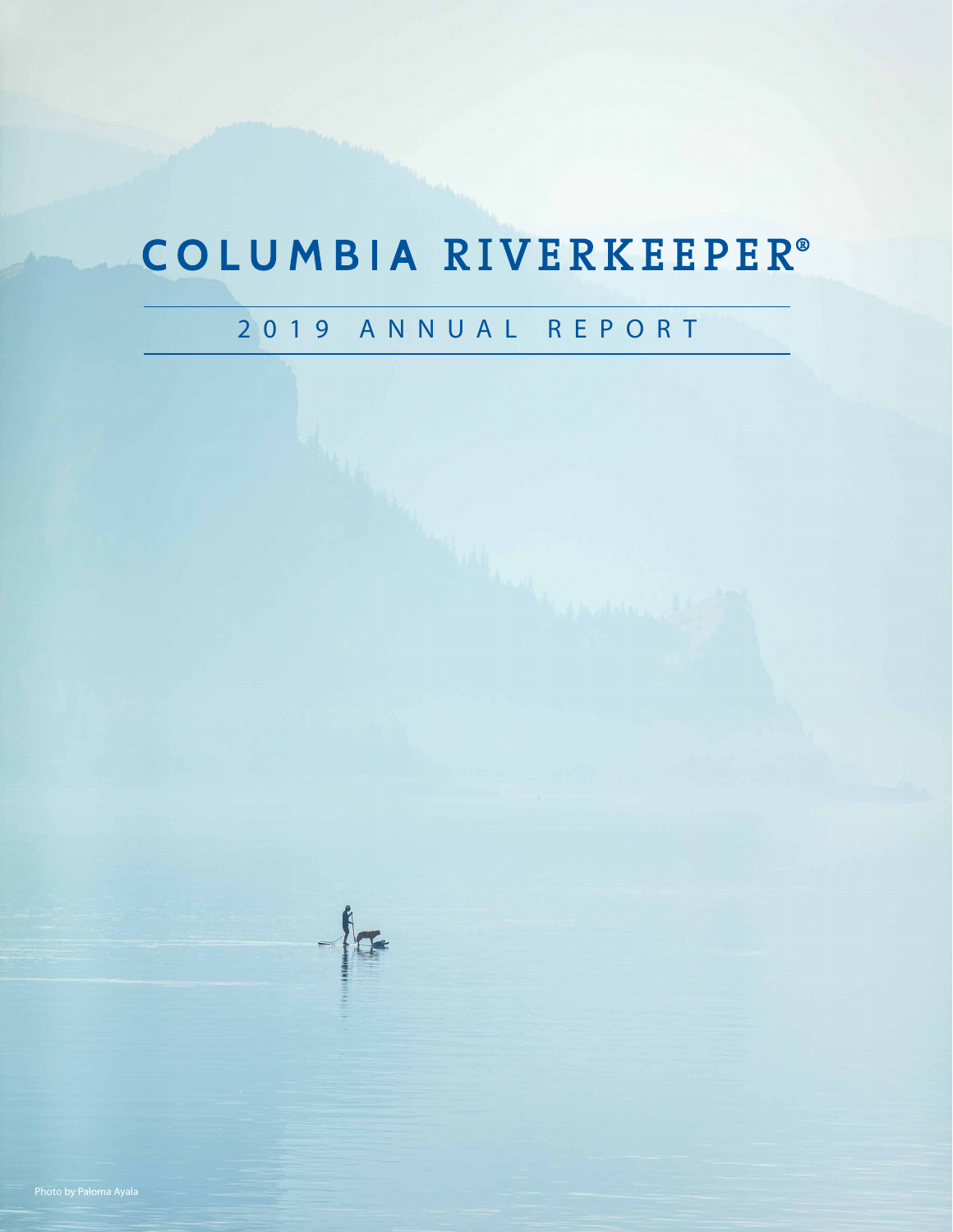# COLUMBIA RIVERKEEPER®

## 2019 ANNUAL REPORT

Photo by Paloma Ayala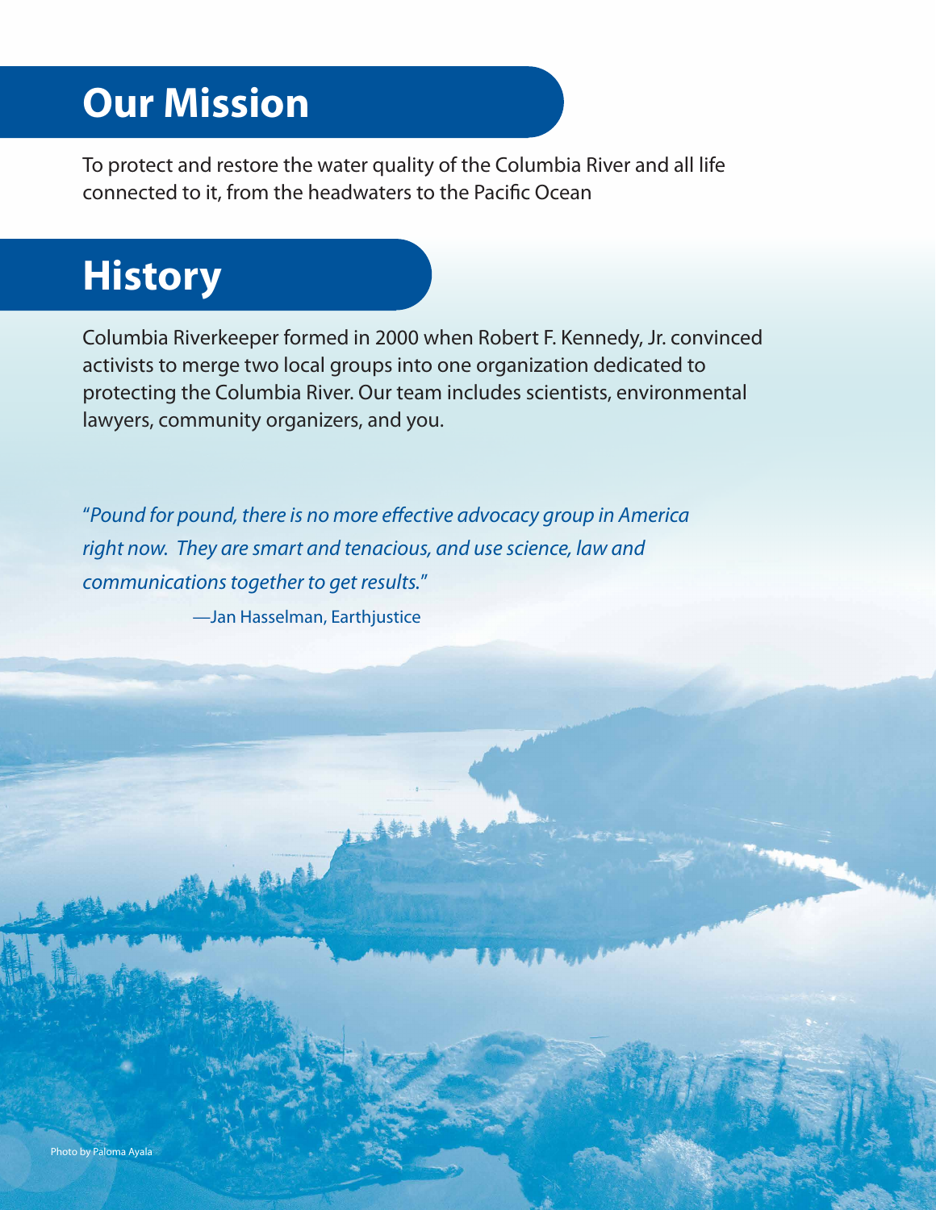# Our Mission

To protect and restore the water quality of the Columbia River and all life connected to it, from the headwaters to the Pacific Ocean

# History

Columbia Riverkeeper formed in 2000 when Robert F. Kennedy, Jr. convinced activists to merge two local groups into one organization dedicated to protecting the Columbia River. Our team includes scientists, environmental lawyers, community organizers, and you.

"*Pound for pound, there is no more effective advocacy group in America right now. They are smart and tenacious, and use science, law and communications together to get results.*"

—Jan Hasselman, Earthjustice

Photo by Paloma Ayala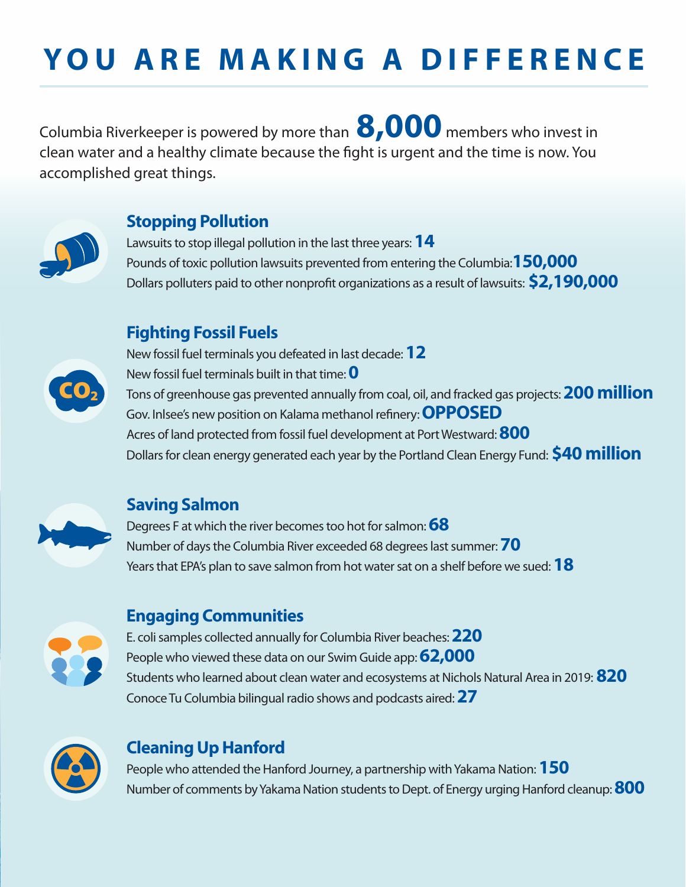# YOU ARE MAKING A DIFFERENCE

Columbia Riverkeeper is powered by more than **8,000** members who invest in clean water and a healthy climate because the fight is urgent and the time is now. You accomplished great things.

## Stopping Pollution

Lawsuits to stop illegal pollution in the last three years: **14**

Pounds of toxic pollution lawsuits prevented from entering the Columbia: **150,000**

Dollars polluters paid to other nonprofit organizations as a result of lawsuits: **$2,190,000**

## Fighting Fossil Fuels

New fossil fuel terminals you defeated in last decade: **12**

New fossil fuel terminals built in that time: **0**

Tons of greenhouse gas prevented annually from coal, oil, and fracked gas projects: **200 million**

Gov. Inlsee's new position on Kalama methanol refinery: **OPPOSED**

Acres of land protected from fossil fuel development at Port Westward: **800**

Dollars for clean energy generated each year by the Portland Clean Energy Fund: **$40 million**

## Saving Salmon

Degrees F at which the river becomes too hot for salmon: **68**

Number of days the Columbia River exceeded 68 degrees last summer: **70**

Years that EPA's plan to save salmon from hot water sat on a shelf before we sued: **18**

## Engaging Communities

E. coli samples collected annually for Columbia River beaches: **220**

People who viewed these data on our Swim Guide app: **62,000**

Students who learned about clean water and ecosystems at Nichols Natural Area in 2019: **820**

Conoce Tu Columbia bilingual radio shows and podcasts aired: **27**

## Cleaning Up Hanford

People who attended the Hanford Journey, a partnership with Yakama Nation: **150**

Number of comments by Yakama Nation students to Dept. of Energy urging Hanford cleanup: **800**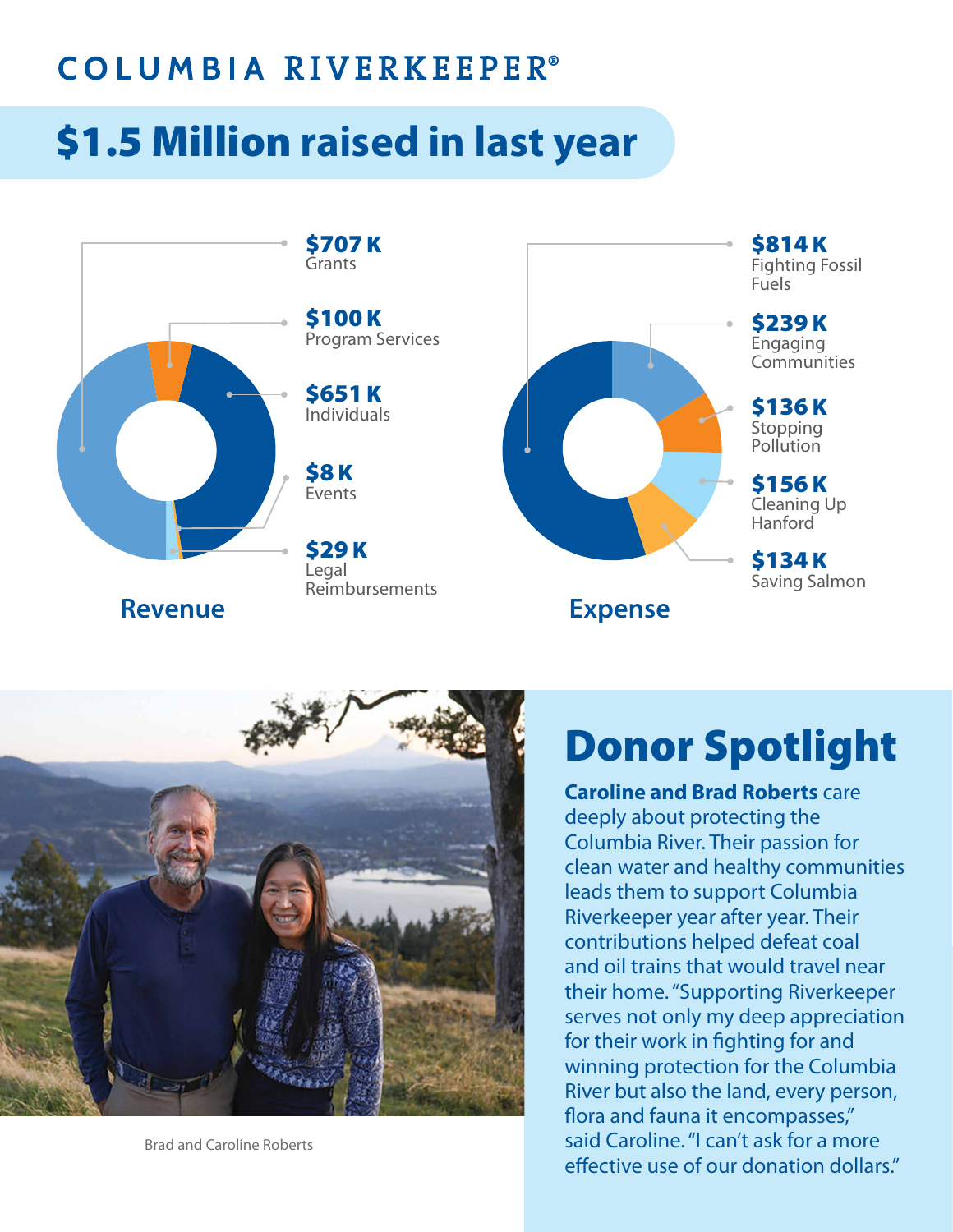COLUMBIA RIVERKEEPER®

# $1.5 Million raised in last year

## Revenue

$707 K
Grants

$100 K
Program Services

$651 K
Individuals

$8 K
Events

$29 K
Legal Reimbursements

## Expense

$814 K
Fighting Fossil Fuels

$239 K
Engaging Communities

$136 K
Stopping Pollution

$156 K
Cleaning Up Hanford

$134 K
Saving Salmon

Brad and Caroline Roberts

# Donor Spotlight

**Caroline and Brad Roberts** care deeply about protecting the Columbia River. Their passion for clean water and healthy communities leads them to support Columbia Riverkeeper year after year. Their contributions helped defeat coal and oil trains that would travel near their home. "Supporting Riverkeeper serves not only my deep appreciation for their work in fighting for and winning protection for the Columbia River but also the land, every person, flora and fauna it encompasses," said Caroline. "I can't ask for a more effective use of our donation dollars."